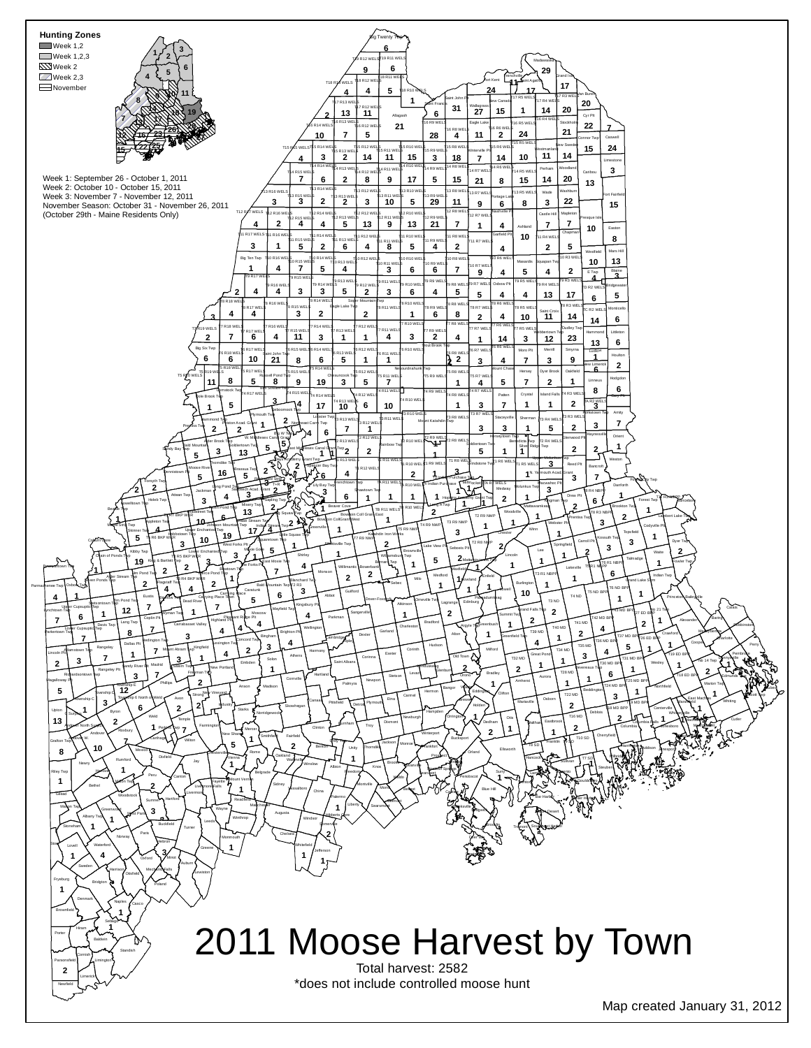# 2011 Moose Harvest by Town

Total harvest: 2582

*does not include controlled moose hunt

**Hunting Zones**

- Week 1,2
- Week 1,2,3
- Week 2
- Week 2,3
- November

Week 1: September 26 - October 1, 2011
Week 2: October 10 - October 15, 2011
Week 3: November 7 - November 12, 2011
November Season: October 31 - November 26, 2011
(October 29th - Maine Residents Only)

Map created January 31, 2012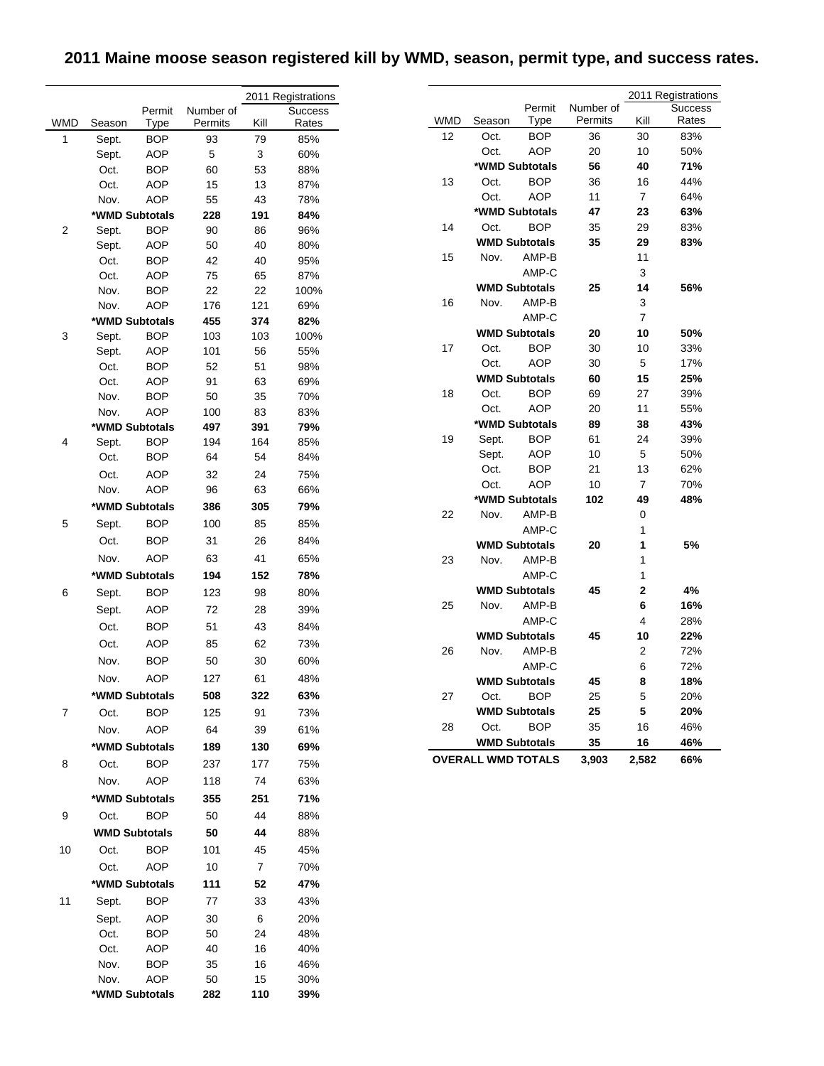# 2011 Maine moose season registered kill by WMD, season, permit type, and success rates.

| WMD | Season | Permit Type | Number of Permits | 2011 Registrations Kill | 2011 Registrations Success Rates |
|---|---|---|---|---|---|
| 1 | Sept. | BOP | 93 | 79 | 85% |
| | Sept. | AOP | 5 | 3 | 60% |
| | Oct. | BOP | 60 | 53 | 88% |
| | Oct. | AOP | 15 | 13 | 87% |
| | Nov. | AOP | 55 | 43 | 78% |
| | **\*WMD Subtotals** | | **228** | **191** | **84%** |
| 2 | Sept. | BOP | 90 | 86 | 96% |
| | Sept. | AOP | 50 | 40 | 80% |
| | Oct. | BOP | 42 | 40 | 95% |
| | Oct. | AOP | 75 | 65 | 87% |
| | Nov. | BOP | 22 | 22 | 100% |
| | Nov. | AOP | 176 | 121 | 69% |
| | **\*WMD Subtotals** | | **455** | **374** | **82%** |
| 3 | Sept. | BOP | 103 | 103 | 100% |
| | Sept. | AOP | 101 | 56 | 55% |
| | Oct. | BOP | 52 | 51 | 98% |
| | Oct. | AOP | 91 | 63 | 69% |
| | Nov. | BOP | 50 | 35 | 70% |
| | Nov. | AOP | 100 | 83 | 83% |
| | **\*WMD Subtotals** | | **497** | **391** | **79%** |
| 4 | Sept. | BOP | 194 | 164 | 85% |
| | Oct. | BOP | 64 | 54 | 84% |
| | Oct. | AOP | 32 | 24 | 75% |
| | Nov. | AOP | 96 | 63 | 66% |
| | **\*WMD Subtotals** | | **386** | **305** | **79%** |
| 5 | Sept. | BOP | 100 | 85 | 85% |
| | Oct. | BOP | 31 | 26 | 84% |
| | Nov. | AOP | 63 | 41 | 65% |
| | **\*WMD Subtotals** | | **194** | **152** | **78%** |
| 6 | Sept. | BOP | 123 | 98 | 80% |
| | Sept. | AOP | 72 | 28 | 39% |
| | Oct. | BOP | 51 | 43 | 84% |
| | Oct. | AOP | 85 | 62 | 73% |
| | Nov. | BOP | 50 | 30 | 60% |
| | Nov. | AOP | 127 | 61 | 48% |
| | **\*WMD Subtotals** | | **508** | **322** | **63%** |
| 7 | Oct. | BOP | 125 | 91 | 73% |
| | Nov. | AOP | 64 | 39 | 61% |
| | **\*WMD Subtotals** | | **189** | **130** | **69%** |
| 8 | Oct. | BOP | 237 | 177 | 75% |
| | Nov. | AOP | 118 | 74 | 63% |
| | **\*WMD Subtotals** | | **355** | **251** | **71%** |
| 9 | Oct. | BOP | 50 | 44 | 88% |
| | **WMD Subtotals** | | **50** | **44** | **88%** |
| 10 | Oct. | BOP | 101 | 45 | 45% |
| | Oct. | AOP | 10 | 7 | 70% |
| | **\*WMD Subtotals** | | **111** | **52** | **47%** |
| 11 | Sept. | BOP | 77 | 33 | 43% |
| | Sept. | AOP | 30 | 6 | 20% |
| | Oct. | BOP | 50 | 24 | 48% |
| | Oct. | AOP | 40 | 16 | 40% |
| | Nov. | BOP | 35 | 16 | 46% |
| | Nov. | AOP | 50 | 15 | 30% |
| | **\*WMD Subtotals** | | **282** | **110** | **39%** |
| 12 | Oct. | BOP | 36 | 30 | 83% |
| | Oct. | AOP | 20 | 10 | 50% |
| | **\*WMD Subtotals** | | **56** | **40** | **71%** |
| 13 | Oct. | BOP | 36 | 16 | 44% |
| | Oct. | AOP | 11 | 7 | 64% |
| | **\*WMD Subtotals** | | **47** | **23** | **63%** |
| 14 | Oct. | BOP | 35 | 29 | 83% |
| | **WMD Subtotals** | | **35** | **29** | **83%** |
| 15 | Nov. | AMP-B | | 11 | |
| | | AMP-C | | 3 | |
| | **WMD Subtotals** | | **25** | **14** | **56%** |
| 16 | Nov. | AMP-B | | 3 | |
| | | AMP-C | | 7 | |
| | **WMD Subtotals** | | **20** | **10** | **50%** |
| 17 | Oct. | BOP | 30 | 10 | 33% |
| | Oct. | AOP | 30 | 5 | 17% |
| | **WMD Subtotals** | | **60** | **15** | **25%** |
| 18 | Oct. | BOP | 69 | 27 | 39% |
| | Oct. | AOP | 20 | 11 | 55% |
| | **\*WMD Subtotals** | | **89** | **38** | **43%** |
| 19 | Sept. | BOP | 61 | 24 | 39% |
| | Sept. | AOP | 10 | 5 | 50% |
| | Oct. | BOP | 21 | 13 | 62% |
| | Oct. | AOP | 10 | 7 | 70% |
| | **\*WMD Subtotals** | | **102** | **49** | **48%** |
| 22 | Nov. | AMP-B | | 0 | |
| | | AMP-C | | 1 | |
| | **WMD Subtotals** | | **20** | **1** | **5%** |
| 23 | Nov. | AMP-B | | 1 | |
| | | AMP-C | | 1 | |
| | **WMD Subtotals** | | **45** | **2** | **4%** |
| 25 | Nov. | AMP-B | | **6** | **16%** |
| | | AMP-C | | 4 | 28% |
| | **WMD Subtotals** | | **45** | **10** | **22%** |
| 26 | Nov. | AMP-B | | 2 | 72% |
| | | AMP-C | | 6 | 72% |
| | **WMD Subtotals** | | **45** | **8** | **18%** |
| 27 | Oct. | BOP | 25 | 5 | 20% |
| | **WMD Subtotals** | | **25** | **5** | **20%** |
| 28 | Oct. | BOP | 35 | 16 | 46% |
| | **WMD Subtotals** | | **35** | **16** | **46%** |
| **OVERALL WMD TOTALS** | | | **3,903** | **2,582** | **66%** |